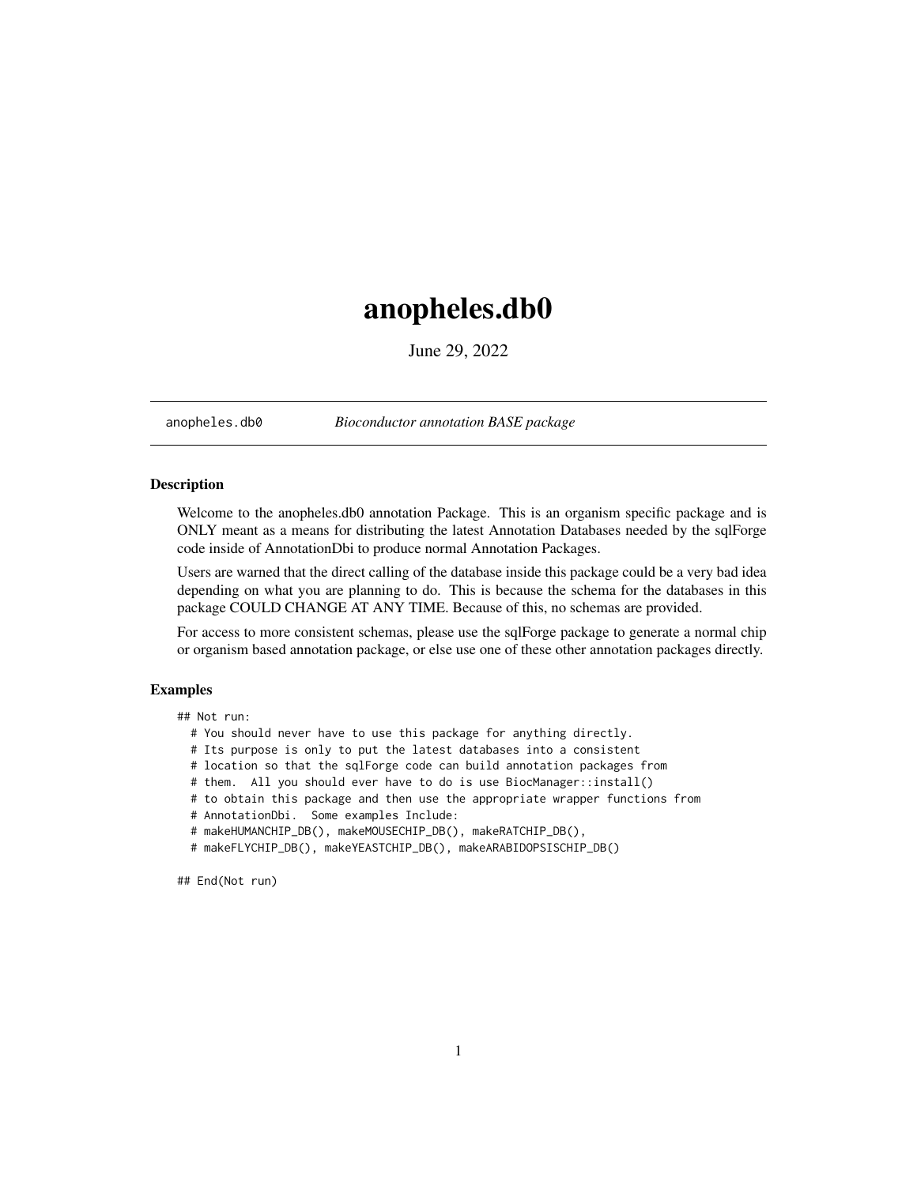# anopheles.db0

June 29, 2022

anopheles.db0 *Bioconductor annotation BASE package*

## Description

Welcome to the anopheles.db0 annotation Package. This is an organism specific package and is ONLY meant as a means for distributing the latest Annotation Databases needed by the sqlForge code inside of AnnotationDbi to produce normal Annotation Packages.

Users are warned that the direct calling of the database inside this package could be a very bad idea depending on what you are planning to do. This is because the schema for the databases in this package COULD CHANGE AT ANY TIME. Because of this, no schemas are provided.

For access to more consistent schemas, please use the sqlForge package to generate a normal chip or organism based annotation package, or else use one of these other annotation packages directly.

## Examples

```
## Not run:
  # You should never have to use this package for anything directly.
  # Its purpose is only to put the latest databases into a consistent
  # location so that the sqlForge code can build annotation packages from
  # them.  All you should ever have to do is use BiocManager::install()
  # to obtain this package and then use the appropriate wrapper functions from
  # AnnotationDbi.  Some examples Include:
  # makeHUMANCHIP_DB(), makeMOUSECHIP_DB(), makeRATCHIP_DB(),
  # makeFLYCHIP_DB(), makeYEASTCHIP_DB(), makeARABIDOPSISCHIP_DB()

## End(Not run)
```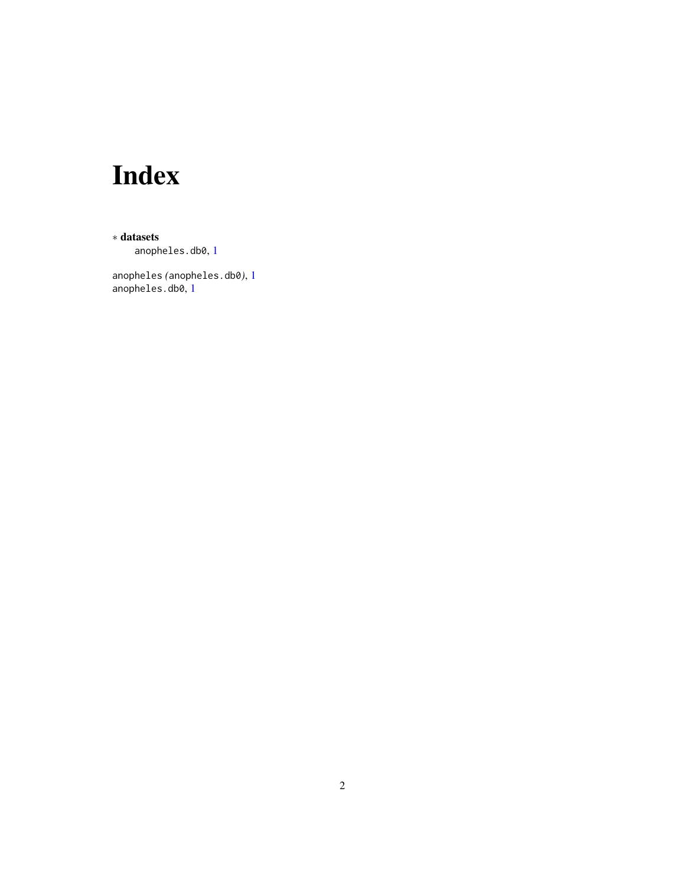# Index

∗ **datasets**
    anopheles.db0, 1

anopheles *(*anopheles.db0*)*, 1
anopheles.db0, 1